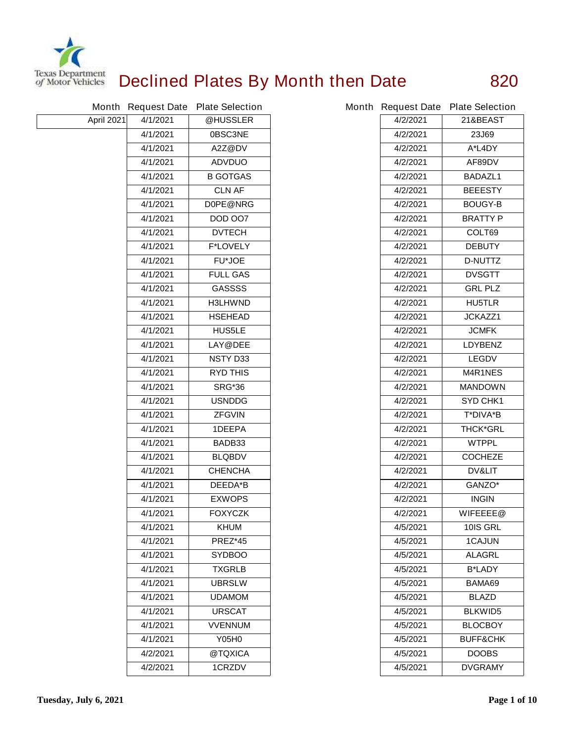# Declined Plates By Month then Date

820

| Month | Request Date | Plate Selection |
|---|---|---|
| April 2021 | 4/1/2021 | @HUSSLER |
| | 4/1/2021 | 0BSC3NE |
| | 4/1/2021 | A2Z@DV |
| | 4/1/2021 | ADVDUO |
| | 4/1/2021 | B GOTGAS |
| | 4/1/2021 | CLN AF |
| | 4/1/2021 | D0PE@NRG |
| | 4/1/2021 | DOD OO7 |
| | 4/1/2021 | DVTECH |
| | 4/1/2021 | F*LOVELY |
| | 4/1/2021 | FU*JOE |
| | 4/1/2021 | FULL GAS |
| | 4/1/2021 | GASSSS |
| | 4/1/2021 | H3LHWND |
| | 4/1/2021 | HSEHEAD |
| | 4/1/2021 | HUS5LE |
| | 4/1/2021 | LAY@DEE |
| | 4/1/2021 | NSTY D33 |
| | 4/1/2021 | RYD THIS |
| | 4/1/2021 | SRG*36 |
| | 4/1/2021 | USNDDG |
| | 4/1/2021 | ZFGVIN |
| | 4/1/2021 | 1DEEPA |
| | 4/1/2021 | BADB33 |
| | 4/1/2021 | BLQBDV |
| | 4/1/2021 | CHENCHA |
| | 4/1/2021 | DEEDA*B |
| | 4/1/2021 | EXWOPS |
| | 4/1/2021 | FOXYCZK |
| | 4/1/2021 | KHUM |
| | 4/1/2021 | PREZ*45 |
| | 4/1/2021 | SYDBOO |
| | 4/1/2021 | TXGRLB |
| | 4/1/2021 | UBRSLW |
| | 4/1/2021 | UDAMOM |
| | 4/1/2021 | URSCAT |
| | 4/1/2021 | VVENNUM |
| | 4/1/2021 | Y05H0 |
| | 4/2/2021 | @TQXICA |
| | 4/2/2021 | 1CRZDV |
| | 4/2/2021 | 21&BEAST |
| | 4/2/2021 | 23J69 |
| | 4/2/2021 | A*L4DY |
| | 4/2/2021 | AF89DV |
| | 4/2/2021 | BADAZL1 |
| | 4/2/2021 | BEEESTY |
| | 4/2/2021 | BOUGY-B |
| | 4/2/2021 | BRATTY P |
| | 4/2/2021 | COLT69 |
| | 4/2/2021 | DEBUTY |
| | 4/2/2021 | D-NUTTZ |
| | 4/2/2021 | DVSGTT |
| | 4/2/2021 | GRL PLZ |
| | 4/2/2021 | HU5TLR |
| | 4/2/2021 | JCKAZZ1 |
| | 4/2/2021 | JCMFK |
| | 4/2/2021 | LDYBENZ |
| | 4/2/2021 | LEGDV |
| | 4/2/2021 | M4R1NES |
| | 4/2/2021 | MANDOWN |
| | 4/2/2021 | SYD CHK1 |
| | 4/2/2021 | T*DIVA*B |
| | 4/2/2021 | THCK*GRL |
| | 4/2/2021 | WTPPL |
| | 4/2/2021 | COCHEZE |
| | 4/2/2021 | DV&LIT |
| | 4/2/2021 | GANZO* |
| | 4/2/2021 | INGIN |
| | 4/2/2021 | WIFEEEE@ |
| | 4/5/2021 | 10IS GRL |
| | 4/5/2021 | 1CAJUN |
| | 4/5/2021 | ALAGRL |
| | 4/5/2021 | B*LADY |
| | 4/5/2021 | BAMA69 |
| | 4/5/2021 | BLAZD |
| | 4/5/2021 | BLKWID5 |
| | 4/5/2021 | BLOCBOY |
| | 4/5/2021 | BUFF&CHK |
| | 4/5/2021 | DOOBS |
| | 4/5/2021 | DVGRAMY |

Tuesday, July 6, 2021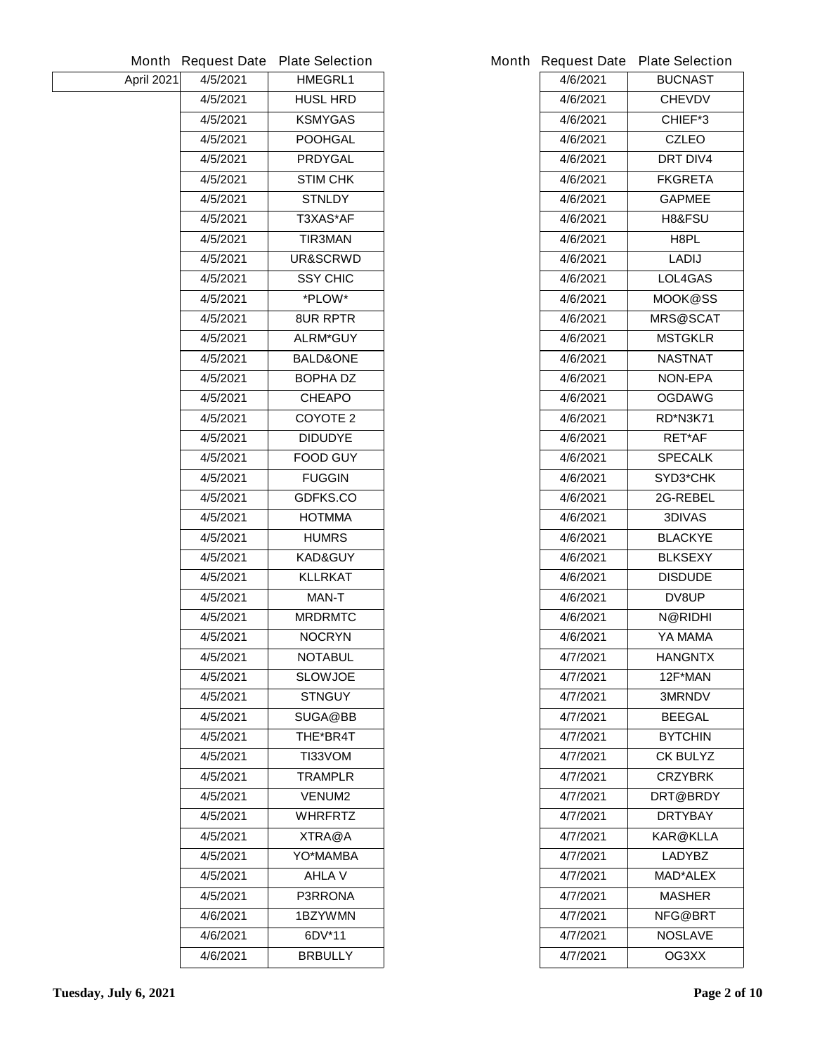| Month | Request Date | Plate Selection |
|---|---|---|
| April 2021 | 4/5/2021 | HMEGRL1 |
| | 4/5/2021 | HUSL HRD |
| | 4/5/2021 | KSMYGAS |
| | 4/5/2021 | POOHGAL |
| | 4/5/2021 | PRDYGAL |
| | 4/5/2021 | STIM CHK |
| | 4/5/2021 | STNLDY |
| | 4/5/2021 | T3XAS*AF |
| | 4/5/2021 | TIR3MAN |
| | 4/5/2021 | UR&SCRWD |
| | 4/5/2021 | SSY CHIC |
| | 4/5/2021 | *PLOW* |
| | 4/5/2021 | 8UR RPTR |
| | 4/5/2021 | ALRM*GUY |
| | 4/5/2021 | BALD&ONE |
| | 4/5/2021 | BOPHA DZ |
| | 4/5/2021 | CHEAPO |
| | 4/5/2021 | COYOTE 2 |
| | 4/5/2021 | DIDUDYE |
| | 4/5/2021 | FOOD GUY |
| | 4/5/2021 | FUGGIN |
| | 4/5/2021 | GDFKS.CO |
| | 4/5/2021 | HOTMMA |
| | 4/5/2021 | HUMRS |
| | 4/5/2021 | KAD&GUY |
| | 4/5/2021 | KLLRKAT |
| | 4/5/2021 | MAN-T |
| | 4/5/2021 | MRDRMTC |
| | 4/5/2021 | NOCRYN |
| | 4/5/2021 | NOTABUL |
| | 4/5/2021 | SLOWJOE |
| | 4/5/2021 | STNGUY |
| | 4/5/2021 | SUGA@BB |
| | 4/5/2021 | THE*BR4T |
| | 4/5/2021 | TI33VOM |
| | 4/5/2021 | TRAMPLR |
| | 4/5/2021 | VENUM2 |
| | 4/5/2021 | WHRFRTZ |
| | 4/5/2021 | XTRA@A |
| | 4/5/2021 | YO*MAMBA |
| | 4/5/2021 | AHLA V |
| | 4/5/2021 | P3RRONA |
| | 4/6/2021 | 1BZYWMN |
| | 4/6/2021 | 6DV*11 |
| | 4/6/2021 | BRBULLY |
| | 4/6/2021 | BUCNAST |
| | 4/6/2021 | CHEVDV |
| | 4/6/2021 | CHIEF*3 |
| | 4/6/2021 | CZLEO |
| | 4/6/2021 | DRT DIV4 |
| | 4/6/2021 | FKGRETA |
| | 4/6/2021 | GAPMEE |
| | 4/6/2021 | H8&FSU |
| | 4/6/2021 | H8PL |
| | 4/6/2021 | LADIJ |
| | 4/6/2021 | LOL4GAS |
| | 4/6/2021 | MOOK@SS |
| | 4/6/2021 | MRS@SCAT |
| | 4/6/2021 | MSTGKLR |
| | 4/6/2021 | NASTNAT |
| | 4/6/2021 | NON-EPA |
| | 4/6/2021 | OGDAWG |
| | 4/6/2021 | RD*N3K71 |
| | 4/6/2021 | RET*AF |
| | 4/6/2021 | SPECALK |
| | 4/6/2021 | SYD3*CHK |
| | 4/6/2021 | 2G-REBEL |
| | 4/6/2021 | 3DIVAS |
| | 4/6/2021 | BLACKYE |
| | 4/6/2021 | BLKSEXY |
| | 4/6/2021 | DISDUDE |
| | 4/6/2021 | DV8UP |
| | 4/6/2021 | N@RIDHI |
| | 4/6/2021 | YA MAMA |
| | 4/7/2021 | HANGNTX |
| | 4/7/2021 | 12F*MAN |
| | 4/7/2021 | 3MRNDV |
| | 4/7/2021 | BEEGAL |
| | 4/7/2021 | BYTCHIN |
| | 4/7/2021 | CK BULYZ |
| | 4/7/2021 | CRZYBRK |
| | 4/7/2021 | DRT@BRDY |
| | 4/7/2021 | DRTYBAY |
| | 4/7/2021 | KAR@KLLA |
| | 4/7/2021 | LADYBZ |
| | 4/7/2021 | MAD*ALEX |
| | 4/7/2021 | MASHER |
| | 4/7/2021 | NFG@BRT |
| | 4/7/2021 | NOSLAVE |
| | 4/7/2021 | OG3XX |

Tuesday, July 6, 2021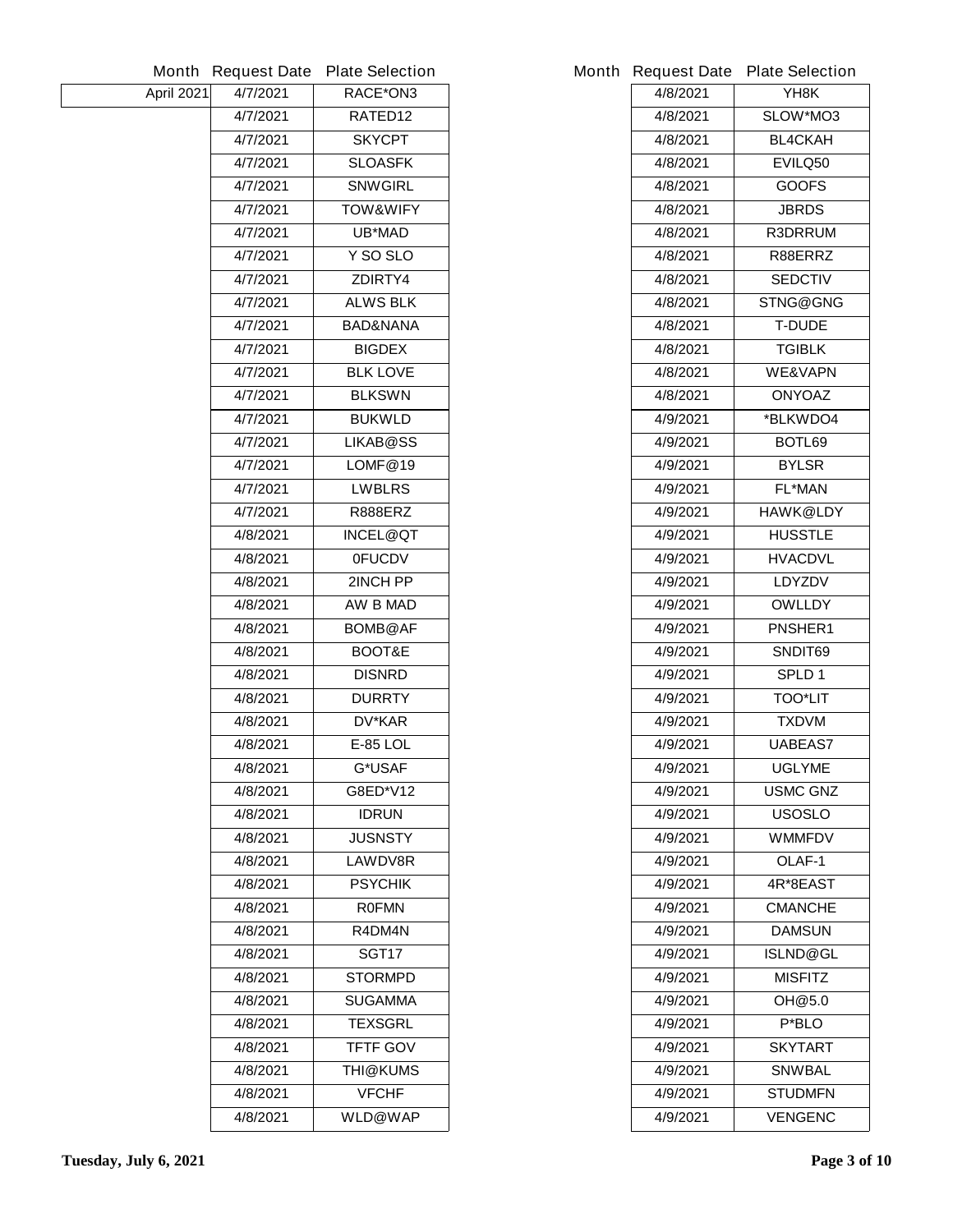| Month | Request Date | Plate Selection |
|---|---|---|
| April 2021 | 4/7/2021 | RACE*ON3 |
| | 4/7/2021 | RATED12 |
| | 4/7/2021 | SKYCPT |
| | 4/7/2021 | SLOASFK |
| | 4/7/2021 | SNWGIRL |
| | 4/7/2021 | TOW&WIFY |
| | 4/7/2021 | UB*MAD |
| | 4/7/2021 | Y SO SLO |
| | 4/7/2021 | ZDIRTY4 |
| | 4/7/2021 | ALWS BLK |
| | 4/7/2021 | BAD&NANA |
| | 4/7/2021 | BIGDEX |
| | 4/7/2021 | BLK LOVE |
| | 4/7/2021 | BLKSWN |
| | 4/7/2021 | BUKWLD |
| | 4/7/2021 | LIKAB@SS |
| | 4/7/2021 | LOMF@19 |
| | 4/7/2021 | LWBLRS |
| | 4/7/2021 | R888ERZ |
| | 4/8/2021 | INCEL@QT |
| | 4/8/2021 | 0FUCDV |
| | 4/8/2021 | 2INCH PP |
| | 4/8/2021 | AW B MAD |
| | 4/8/2021 | BOMB@AF |
| | 4/8/2021 | BOOT&E |
| | 4/8/2021 | DISNRD |
| | 4/8/2021 | DURRTY |
| | 4/8/2021 | DV*KAR |
| | 4/8/2021 | E-85 LOL |
| | 4/8/2021 | G*USAF |
| | 4/8/2021 | G8ED*V12 |
| | 4/8/2021 | IDRUN |
| | 4/8/2021 | JUSNSTY |
| | 4/8/2021 | LAWDV8R |
| | 4/8/2021 | PSYCHIK |
| | 4/8/2021 | R0FMN |
| | 4/8/2021 | R4DM4N |
| | 4/8/2021 | SGT17 |
| | 4/8/2021 | STORMPD |
| | 4/8/2021 | SUGAMMA |
| | 4/8/2021 | TEXSGRL |
| | 4/8/2021 | TFTF GOV |
| | 4/8/2021 | THI@KUMS |
| | 4/8/2021 | VFCHF |
| | 4/8/2021 | WLD@WAP |
| | 4/8/2021 | YH8K |
| | 4/8/2021 | SLOW*MO3 |
| | 4/8/2021 | BL4CKAH |
| | 4/8/2021 | EVILQ50 |
| | 4/8/2021 | GOOFS |
| | 4/8/2021 | JBRDS |
| | 4/8/2021 | R3DRRUM |
| | 4/8/2021 | R88ERRZ |
| | 4/8/2021 | SEDCTIV |
| | 4/8/2021 | STNG@GNG |
| | 4/8/2021 | T-DUDE |
| | 4/8/2021 | TGIBLK |
| | 4/8/2021 | WE&VAPN |
| | 4/8/2021 | ONYOAZ |
| | 4/9/2021 | *BLKWDO4 |
| | 4/9/2021 | BOTL69 |
| | 4/9/2021 | BYLSR |
| | 4/9/2021 | FL*MAN |
| | 4/9/2021 | HAWK@LDY |
| | 4/9/2021 | HUSSTLE |
| | 4/9/2021 | HVACDVL |
| | 4/9/2021 | LDYZDV |
| | 4/9/2021 | OWLLDY |
| | 4/9/2021 | PNSHER1 |
| | 4/9/2021 | SNDIT69 |
| | 4/9/2021 | SPLD 1 |
| | 4/9/2021 | TOO*LIT |
| | 4/9/2021 | TXDVM |
| | 4/9/2021 | UABEAS7 |
| | 4/9/2021 | UGLYME |
| | 4/9/2021 | USMC GNZ |
| | 4/9/2021 | USOSLO |
| | 4/9/2021 | WMMFDV |
| | 4/9/2021 | OLAF-1 |
| | 4/9/2021 | 4R*8EAST |
| | 4/9/2021 | CMANCHE |
| | 4/9/2021 | DAMSUN |
| | 4/9/2021 | ISLND@GL |
| | 4/9/2021 | MISFITZ |
| | 4/9/2021 | OH@5.0 |
| | 4/9/2021 | P*BLO |
| | 4/9/2021 | SKYTART |
| | 4/9/2021 | SNWBAL |
| | 4/9/2021 | STUDMFN |
| | 4/9/2021 | VENGENC |

Tuesday, July 6, 2021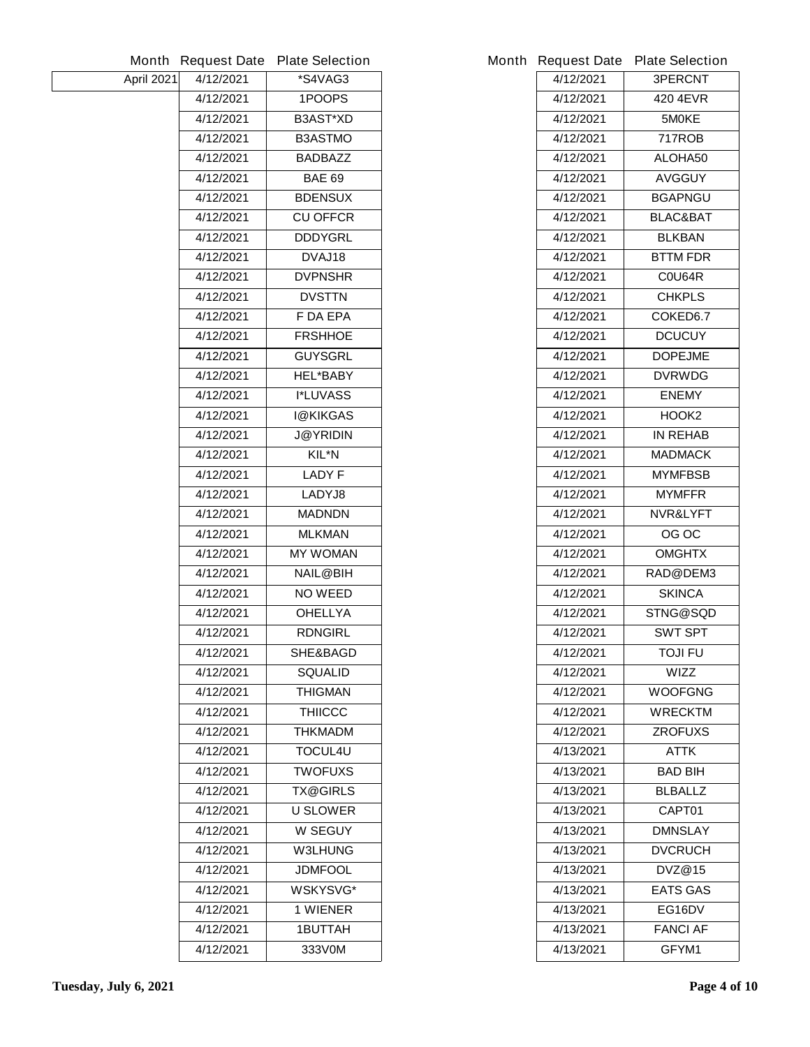| Month | Request Date | Plate Selection |
| --- | --- | --- |
| April 2021 | 4/12/2021 | *S4VAG3 |
| | 4/12/2021 | 1POOPS |
| | 4/12/2021 | B3AST*XD |
| | 4/12/2021 | B3ASTMO |
| | 4/12/2021 | BADBAZZ |
| | 4/12/2021 | BAE 69 |
| | 4/12/2021 | BDENSUX |
| | 4/12/2021 | CU OFFCR |
| | 4/12/2021 | DDDYGRL |
| | 4/12/2021 | DVAJ18 |
| | 4/12/2021 | DVPNSHR |
| | 4/12/2021 | DVSTTN |
| | 4/12/2021 | F DA EPA |
| | 4/12/2021 | FRSHHOE |
| | 4/12/2021 | GUYSGRL |
| | 4/12/2021 | HEL*BABY |
| | 4/12/2021 | I*LUVASS |
| | 4/12/2021 | I@KIKGAS |
| | 4/12/2021 | J@YRIDIN |
| | 4/12/2021 | KIL*N |
| | 4/12/2021 | LADY F |
| | 4/12/2021 | LADYJ8 |
| | 4/12/2021 | MADNDN |
| | 4/12/2021 | MLKMAN |
| | 4/12/2021 | MY WOMAN |
| | 4/12/2021 | NAIL@BIH |
| | 4/12/2021 | NO WEED |
| | 4/12/2021 | OHELLYA |
| | 4/12/2021 | RDNGIRL |
| | 4/12/2021 | SHE&BAGD |
| | 4/12/2021 | SQUALID |
| | 4/12/2021 | THIGMAN |
| | 4/12/2021 | THIICCC |
| | 4/12/2021 | THKMADM |
| | 4/12/2021 | TOCUL4U |
| | 4/12/2021 | TWOFUXS |
| | 4/12/2021 | TX@GIRLS |
| | 4/12/2021 | U SLOWER |
| | 4/12/2021 | W SEGUY |
| | 4/12/2021 | W3LHUNG |
| | 4/12/2021 | JDMFOOL |
| | 4/12/2021 | WSKYSVG* |
| | 4/12/2021 | 1 WIENER |
| | 4/12/2021 | 1BUTTAH |
| | 4/12/2021 | 333V0M |

| Month | Request Date | Plate Selection |
| --- | --- | --- |
| | 4/12/2021 | 3PERCNT |
| | 4/12/2021 | 420 4EVR |
| | 4/12/2021 | 5M0KE |
| | 4/12/2021 | 717ROB |
| | 4/12/2021 | ALOHA50 |
| | 4/12/2021 | AVGGUY |
| | 4/12/2021 | BGAPNGU |
| | 4/12/2021 | BLAC&BAT |
| | 4/12/2021 | BLKBAN |
| | 4/12/2021 | BTTM FDR |
| | 4/12/2021 | C0U64R |
| | 4/12/2021 | CHKPLS |
| | 4/12/2021 | COKED6.7 |
| | 4/12/2021 | DCUCUY |
| | 4/12/2021 | DOPEJME |
| | 4/12/2021 | DVRWDG |
| | 4/12/2021 | ENEMY |
| | 4/12/2021 | HOOK2 |
| | 4/12/2021 | IN REHAB |
| | 4/12/2021 | MADMACK |
| | 4/12/2021 | MYMFBSB |
| | 4/12/2021 | MYMFFR |
| | 4/12/2021 | NVR&LYFT |
| | 4/12/2021 | OG OC |
| | 4/12/2021 | OMGHTX |
| | 4/12/2021 | RAD@DEM3 |
| | 4/12/2021 | SKINCA |
| | 4/12/2021 | STNG@SQD |
| | 4/12/2021 | SWT SPT |
| | 4/12/2021 | TOJI FU |
| | 4/12/2021 | WIZZ |
| | 4/12/2021 | WOOFGNG |
| | 4/12/2021 | WRECKTM |
| | 4/12/2021 | ZROFUXS |
| | 4/13/2021 | ATTK |
| | 4/13/2021 | BAD BIH |
| | 4/13/2021 | BLBALLZ |
| | 4/13/2021 | CAPT01 |
| | 4/13/2021 | DMNSLAY |
| | 4/13/2021 | DVCRUCH |
| | 4/13/2021 | DVZ@15 |
| | 4/13/2021 | EATS GAS |
| | 4/13/2021 | EG16DV |
| | 4/13/2021 | FANCI AF |
| | 4/13/2021 | GFYM1 |

Tuesday, July 6, 2021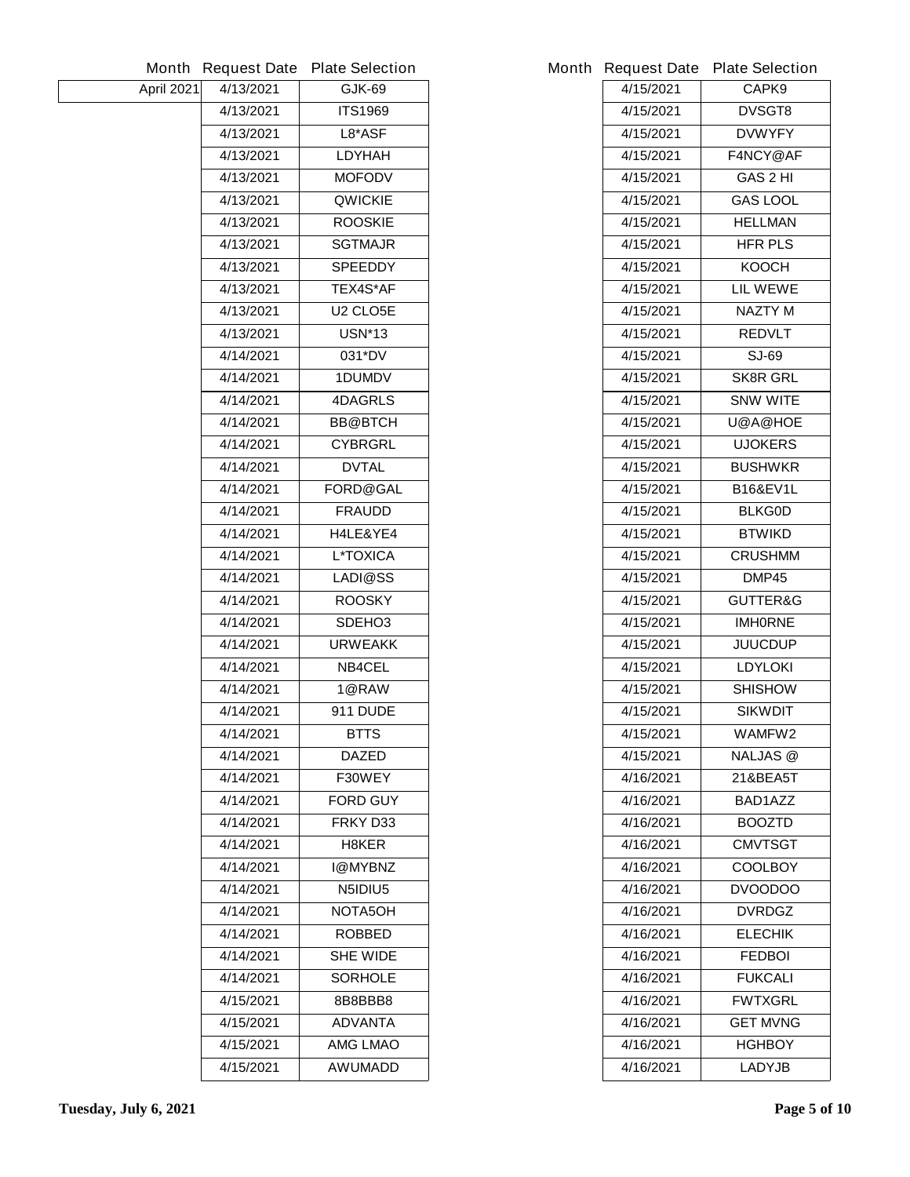| Month | Request Date | Plate Selection |
|---|---|---|
| April 2021 | 4/13/2021 | GJK-69 |
| | 4/13/2021 | ITS1969 |
| | 4/13/2021 | L8*ASF |
| | 4/13/2021 | LDYHAH |
| | 4/13/2021 | MOFODV |
| | 4/13/2021 | QWICKIE |
| | 4/13/2021 | ROOSKIE |
| | 4/13/2021 | SGTMAJR |
| | 4/13/2021 | SPEEDDY |
| | 4/13/2021 | TEX4S*AF |
| | 4/13/2021 | U2 CLO5E |
| | 4/13/2021 | USN*13 |
| | 4/14/2021 | 031*DV |
| | 4/14/2021 | 1DUMDV |
| | 4/14/2021 | 4DAGRLS |
| | 4/14/2021 | BB@BTCH |
| | 4/14/2021 | CYBRGRL |
| | 4/14/2021 | DVTAL |
| | 4/14/2021 | FORD@GAL |
| | 4/14/2021 | FRAUDD |
| | 4/14/2021 | H4LE&YE4 |
| | 4/14/2021 | L*TOXICA |
| | 4/14/2021 | LADI@SS |
| | 4/14/2021 | ROOSKY |
| | 4/14/2021 | SDEHO3 |
| | 4/14/2021 | URWEAKK |
| | 4/14/2021 | NB4CEL |
| | 4/14/2021 | 1@RAW |
| | 4/14/2021 | 911 DUDE |
| | 4/14/2021 | BTTS |
| | 4/14/2021 | DAZED |
| | 4/14/2021 | F30WEY |
| | 4/14/2021 | FORD GUY |
| | 4/14/2021 | FRKY D33 |
| | 4/14/2021 | H8KER |
| | 4/14/2021 | I@MYBNZ |
| | 4/14/2021 | N5IDIU5 |
| | 4/14/2021 | NOTA5OH |
| | 4/14/2021 | ROBBED |
| | 4/14/2021 | SHE WIDE |
| | 4/14/2021 | SORHOLE |
| | 4/15/2021 | 8B8BBB8 |
| | 4/15/2021 | ADVANTA |
| | 4/15/2021 | AMG LMAO |
| | 4/15/2021 | AWUMADD |
| | 4/15/2021 | CAPK9 |
| | 4/15/2021 | DVSGT8 |
| | 4/15/2021 | DVWYFY |
| | 4/15/2021 | F4NCY@AF |
| | 4/15/2021 | GAS 2 HI |
| | 4/15/2021 | GAS LOOL |
| | 4/15/2021 | HELLMAN |
| | 4/15/2021 | HFR PLS |
| | 4/15/2021 | KOOCH |
| | 4/15/2021 | LIL WEWE |
| | 4/15/2021 | NAZTY M |
| | 4/15/2021 | REDVLT |
| | 4/15/2021 | SJ-69 |
| | 4/15/2021 | SK8R GRL |
| | 4/15/2021 | SNW WITE |
| | 4/15/2021 | U@A@HOE |
| | 4/15/2021 | UJOKERS |
| | 4/15/2021 | BUSHWKR |
| | 4/15/2021 | B16&EV1L |
| | 4/15/2021 | BLKG0D |
| | 4/15/2021 | BTWIKD |
| | 4/15/2021 | CRUSHMM |
| | 4/15/2021 | DMP45 |
| | 4/15/2021 | GUTTER&G |
| | 4/15/2021 | IMH0RNE |
| | 4/15/2021 | JUUCDUP |
| | 4/15/2021 | LDYLOKI |
| | 4/15/2021 | SHISHOW |
| | 4/15/2021 | SIKWDIT |
| | 4/15/2021 | WAMFW2 |
| | 4/15/2021 | NALJAS @ |
| | 4/16/2021 | 21&BEA5T |
| | 4/16/2021 | BAD1AZZ |
| | 4/16/2021 | BOOZTD |
| | 4/16/2021 | CMVTSGT |
| | 4/16/2021 | COOLBOY |
| | 4/16/2021 | DVOODOO |
| | 4/16/2021 | DVRDGZ |
| | 4/16/2021 | ELECHIK |
| | 4/16/2021 | FEDBOI |
| | 4/16/2021 | FUKCALI |
| | 4/16/2021 | FWTXGRL |
| | 4/16/2021 | GET MVNG |
| | 4/16/2021 | HGHBOY |
| | 4/16/2021 | LADYJB |

Tuesday, July 6, 2021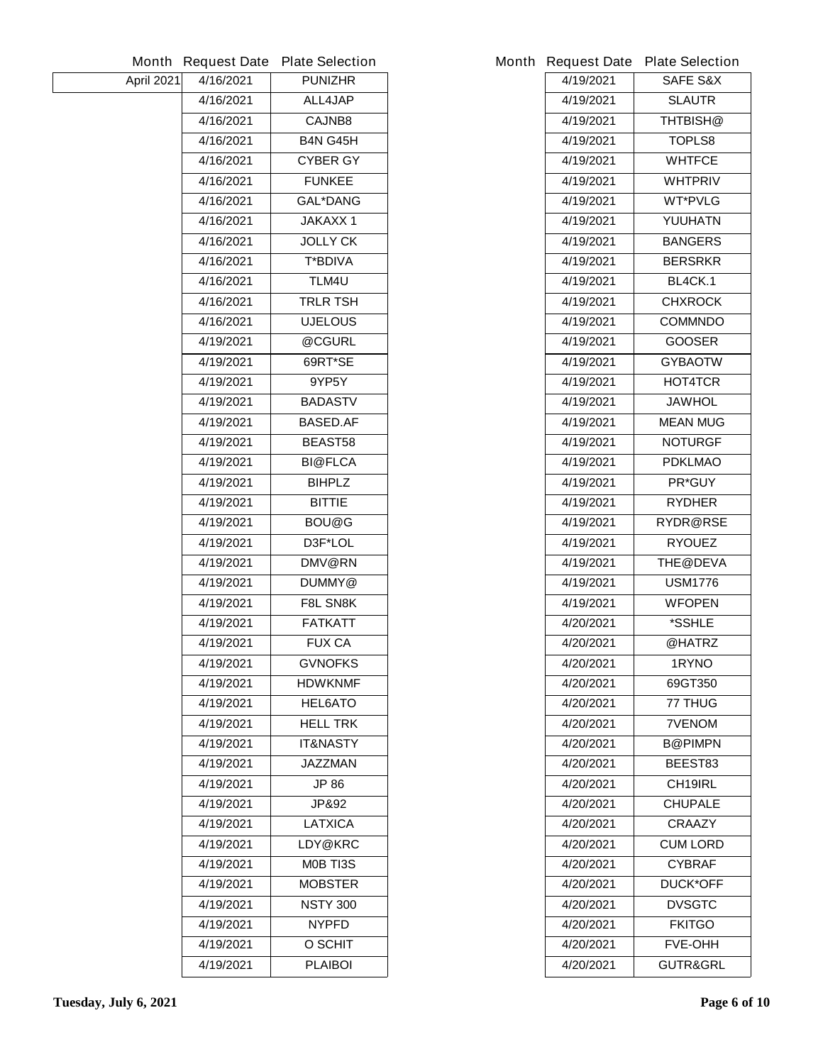| Month | Request Date | Plate Selection |
|---|---|---|
| April 2021 | 4/16/2021 | PUNIZHR |
| | 4/16/2021 | ALL4JAP |
| | 4/16/2021 | CAJNB8 |
| | 4/16/2021 | B4N G45H |
| | 4/16/2021 | CYBER GY |
| | 4/16/2021 | FUNKEE |
| | 4/16/2021 | GAL*DANG |
| | 4/16/2021 | JAKAXX 1 |
| | 4/16/2021 | JOLLY CK |
| | 4/16/2021 | T*BDIVA |
| | 4/16/2021 | TLM4U |
| | 4/16/2021 | TRLR TSH |
| | 4/16/2021 | UJELOUS |
| | 4/19/2021 | @CGURL |
| | 4/19/2021 | 69RT*SE |
| | 4/19/2021 | 9YP5Y |
| | 4/19/2021 | BADASTV |
| | 4/19/2021 | BASED.AF |
| | 4/19/2021 | BEAST58 |
| | 4/19/2021 | BI@FLCA |
| | 4/19/2021 | BIHPLZ |
| | 4/19/2021 | BITTIE |
| | 4/19/2021 | BOU@G |
| | 4/19/2021 | D3F*LOL |
| | 4/19/2021 | DMV@RN |
| | 4/19/2021 | DUMMY@ |
| | 4/19/2021 | F8L SN8K |
| | 4/19/2021 | FATKATT |
| | 4/19/2021 | FUX CA |
| | 4/19/2021 | GVNOFKS |
| | 4/19/2021 | HDWKNMF |
| | 4/19/2021 | HEL6ATO |
| | 4/19/2021 | HELL TRK |
| | 4/19/2021 | IT&NASTY |
| | 4/19/2021 | JAZZMAN |
| | 4/19/2021 | JP 86 |
| | 4/19/2021 | JP&92 |
| | 4/19/2021 | LATXICA |
| | 4/19/2021 | LDY@KRC |
| | 4/19/2021 | M0B TI3S |
| | 4/19/2021 | MOBSTER |
| | 4/19/2021 | NSTY 300 |
| | 4/19/2021 | NYPFD |
| | 4/19/2021 | O SCHIT |
| | 4/19/2021 | PLAIBOI |
| | 4/19/2021 | SAFE S&X |
| | 4/19/2021 | SLAUTR |
| | 4/19/2021 | THTBISH@ |
| | 4/19/2021 | TOPLS8 |
| | 4/19/2021 | WHTFCE |
| | 4/19/2021 | WHTPRIV |
| | 4/19/2021 | WT*PVLG |
| | 4/19/2021 | YUUHATN |
| | 4/19/2021 | BANGERS |
| | 4/19/2021 | BERSRKR |
| | 4/19/2021 | BL4CK.1 |
| | 4/19/2021 | CHXROCK |
| | 4/19/2021 | COMMNDO |
| | 4/19/2021 | GOOSER |
| | 4/19/2021 | GYBAOTW |
| | 4/19/2021 | HOT4TCR |
| | 4/19/2021 | JAWHOL |
| | 4/19/2021 | MEAN MUG |
| | 4/19/2021 | NOTURGF |
| | 4/19/2021 | PDKLMAO |
| | 4/19/2021 | PR*GUY |
| | 4/19/2021 | RYDHER |
| | 4/19/2021 | RYDR@RSE |
| | 4/19/2021 | RYOUEZ |
| | 4/19/2021 | THE@DEVA |
| | 4/19/2021 | USM1776 |
| | 4/19/2021 | WFOPEN |
| | 4/20/2021 | *SSHLE |
| | 4/20/2021 | @HATRZ |
| | 4/20/2021 | 1RYNO |
| | 4/20/2021 | 69GT350 |
| | 4/20/2021 | 77 THUG |
| | 4/20/2021 | 7VENOM |
| | 4/20/2021 | B@PIMPN |
| | 4/20/2021 | BEEST83 |
| | 4/20/2021 | CH19IRL |
| | 4/20/2021 | CHUPALE |
| | 4/20/2021 | CRAAZY |
| | 4/20/2021 | CUM LORD |
| | 4/20/2021 | CYBRAF |
| | 4/20/2021 | DUCK*OFF |
| | 4/20/2021 | DVSGTC |
| | 4/20/2021 | FKITGO |
| | 4/20/2021 | FVE-OHH |
| | 4/20/2021 | GUTR&GRL |

Tuesday, July 6, 2021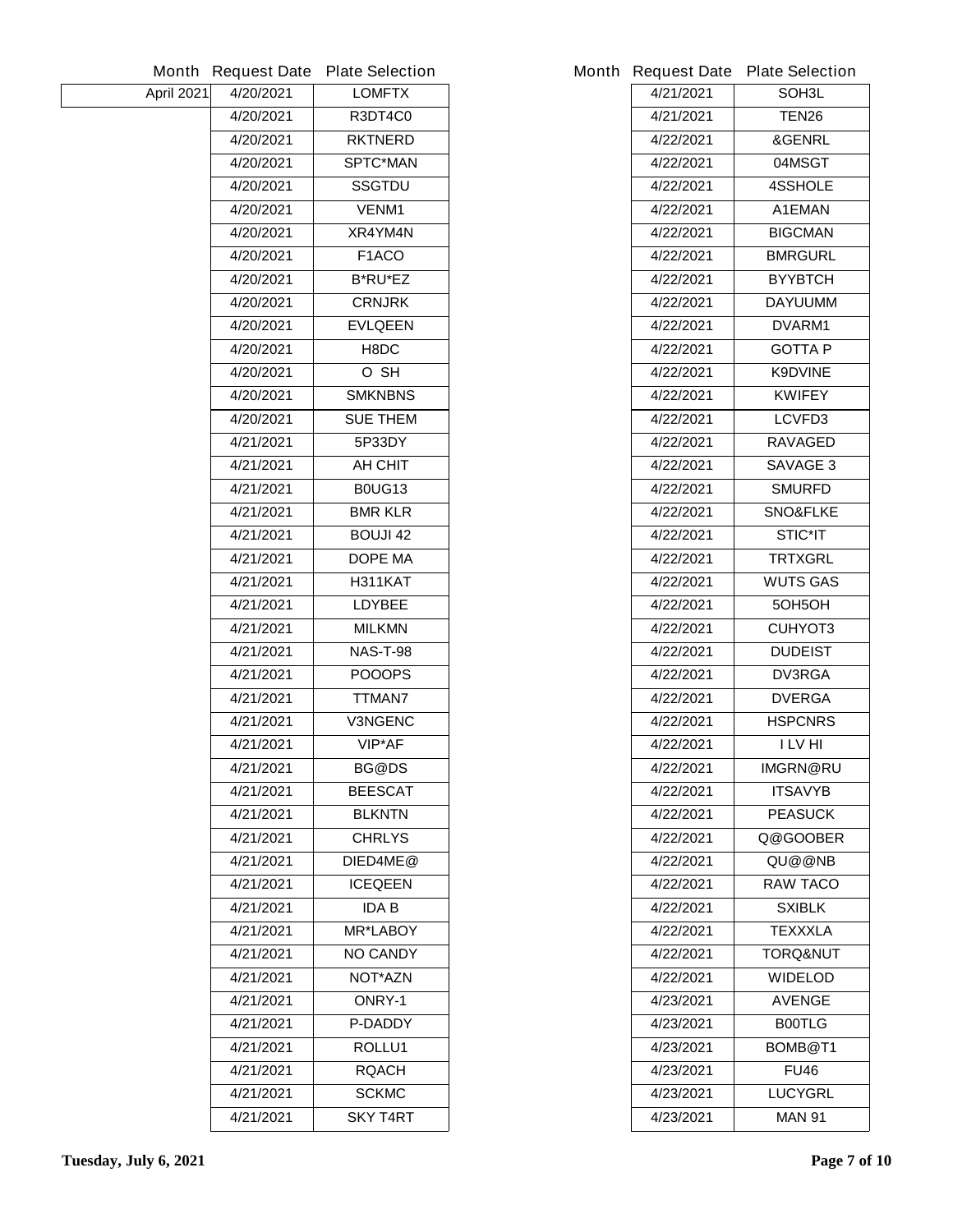| Month | Request Date | Plate Selection |
|---|---|---|
| April 2021 | 4/20/2021 | LOMFTX |
| | 4/20/2021 | R3DT4C0 |
| | 4/20/2021 | RKTNERD |
| | 4/20/2021 | SPTC*MAN |
| | 4/20/2021 | SSGTDU |
| | 4/20/2021 | VENM1 |
| | 4/20/2021 | XR4YM4N |
| | 4/20/2021 | F1ACO |
| | 4/20/2021 | B*RU*EZ |
| | 4/20/2021 | CRNJRK |
| | 4/20/2021 | EVLQEEN |
| | 4/20/2021 | H8DC |
| | 4/20/2021 | O SH |
| | 4/20/2021 | SMKNBNS |
| | 4/20/2021 | SUE THEM |
| | 4/21/2021 | 5P33DY |
| | 4/21/2021 | AH CHIT |
| | 4/21/2021 | B0UG13 |
| | 4/21/2021 | BMR KLR |
| | 4/21/2021 | BOUJI 42 |
| | 4/21/2021 | DOPE MA |
| | 4/21/2021 | H311KAT |
| | 4/21/2021 | LDYBEE |
| | 4/21/2021 | MILKMN |
| | 4/21/2021 | NAS-T-98 |
| | 4/21/2021 | POOOPS |
| | 4/21/2021 | TTMAN7 |
| | 4/21/2021 | V3NGENC |
| | 4/21/2021 | VIP*AF |
| | 4/21/2021 | BG@DS |
| | 4/21/2021 | BEESCAT |
| | 4/21/2021 | BLKNTN |
| | 4/21/2021 | CHRLYS |
| | 4/21/2021 | DIED4ME@ |
| | 4/21/2021 | ICEQEEN |
| | 4/21/2021 | IDA B |
| | 4/21/2021 | MR*LABOY |
| | 4/21/2021 | NO CANDY |
| | 4/21/2021 | NOT*AZN |
| | 4/21/2021 | ONRY-1 |
| | 4/21/2021 | P-DADDY |
| | 4/21/2021 | ROLLU1 |
| | 4/21/2021 | RQACH |
| | 4/21/2021 | SCKMC |
| | 4/21/2021 | SKY T4RT |
| | 4/21/2021 | SOH3L |
| | 4/21/2021 | TEN26 |
| | 4/22/2021 | &GENRL |
| | 4/22/2021 | 04MSGT |
| | 4/22/2021 | 4SSHOLE |
| | 4/22/2021 | A1EMAN |
| | 4/22/2021 | BIGCMAN |
| | 4/22/2021 | BMRGURL |
| | 4/22/2021 | BYYBTCH |
| | 4/22/2021 | DAYUUMM |
| | 4/22/2021 | DVARM1 |
| | 4/22/2021 | GOTTA P |
| | 4/22/2021 | K9DVINE |
| | 4/22/2021 | KWIFEY |
| | 4/22/2021 | LCVFD3 |
| | 4/22/2021 | RAVAGED |
| | 4/22/2021 | SAVAGE 3 |
| | 4/22/2021 | SMURFD |
| | 4/22/2021 | SNO&FLKE |
| | 4/22/2021 | STIC*IT |
| | 4/22/2021 | TRTXGRL |
| | 4/22/2021 | WUTS GAS |
| | 4/22/2021 | 5OH5OH |
| | 4/22/2021 | CUHYOT3 |
| | 4/22/2021 | DUDEIST |
| | 4/22/2021 | DV3RGA |
| | 4/22/2021 | DVERGA |
| | 4/22/2021 | HSPCNRS |
| | 4/22/2021 | I LV HI |
| | 4/22/2021 | IMGRN@RU |
| | 4/22/2021 | ITSAVYB |
| | 4/22/2021 | PEASUCK |
| | 4/22/2021 | Q@GOOBER |
| | 4/22/2021 | QU@@NB |
| | 4/22/2021 | RAW TACO |
| | 4/22/2021 | SXIBLK |
| | 4/22/2021 | TEXXXLA |
| | 4/22/2021 | TORQ&NUT |
| | 4/22/2021 | WIDELOD |
| | 4/23/2021 | AVENGE |
| | 4/23/2021 | B00TLG |
| | 4/23/2021 | BOMB@T1 |
| | 4/23/2021 | FU46 |
| | 4/23/2021 | LUCYGRL |
| | 4/23/2021 | MAN 91 |

Tuesday, July 6, 2021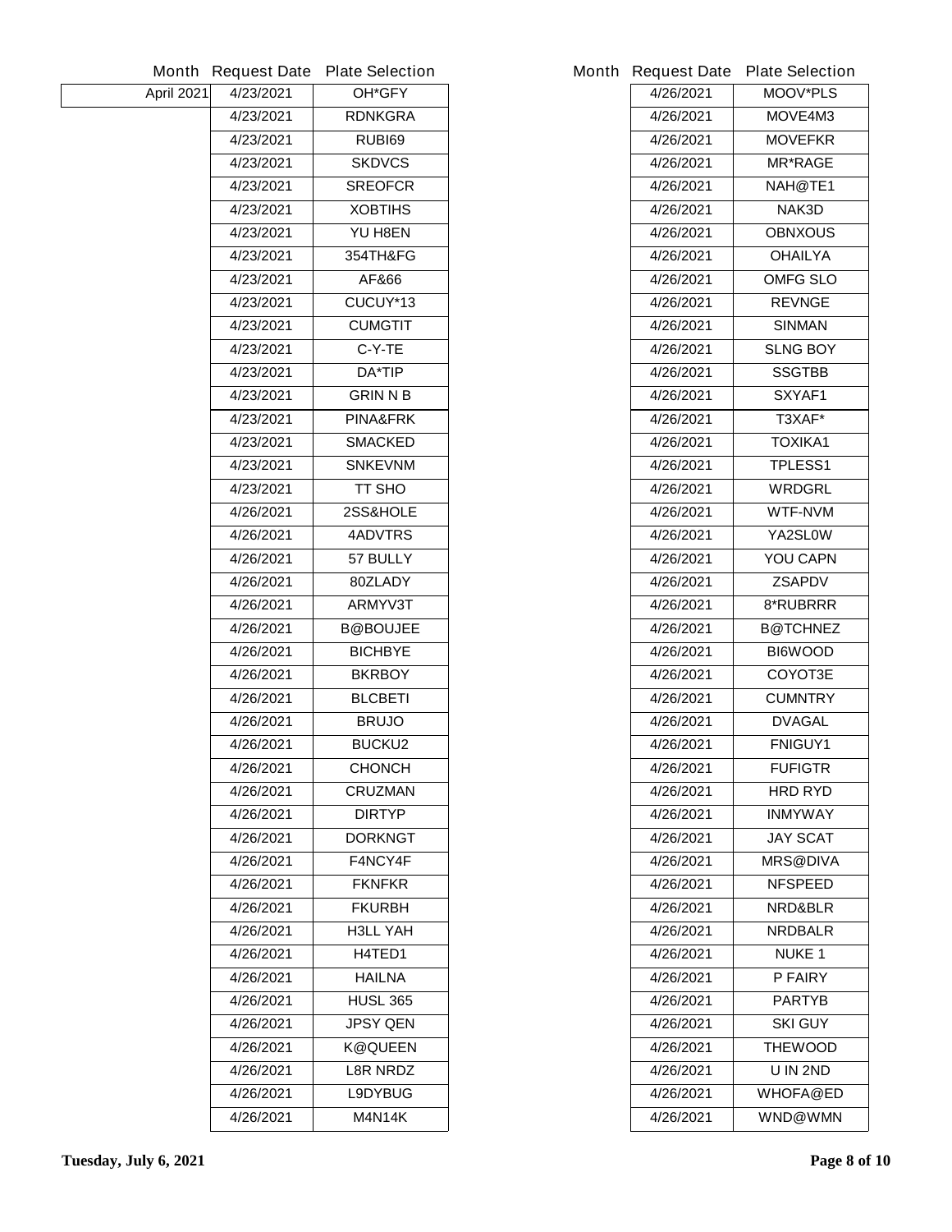| Month | Request Date | Plate Selection |
|---|---|---|
| April 2021 | 4/23/2021 | OH*GFY |
| | 4/23/2021 | RDNKGRA |
| | 4/23/2021 | RUBI69 |
| | 4/23/2021 | SKDVCS |
| | 4/23/2021 | SREOFCR |
| | 4/23/2021 | XOBTIHS |
| | 4/23/2021 | YU H8EN |
| | 4/23/2021 | 354TH&FG |
| | 4/23/2021 | AF&66 |
| | 4/23/2021 | CUCUY*13 |
| | 4/23/2021 | CUMGTIT |
| | 4/23/2021 | C-Y-TE |
| | 4/23/2021 | DA*TIP |
| | 4/23/2021 | GRIN N B |
| | 4/23/2021 | PINA&FRK |
| | 4/23/2021 | SMACKED |
| | 4/23/2021 | SNKEVNM |
| | 4/23/2021 | TT SHO |
| | 4/26/2021 | 2SS&HOLE |
| | 4/26/2021 | 4ADVTRS |
| | 4/26/2021 | 57 BULLY |
| | 4/26/2021 | 80ZLADY |
| | 4/26/2021 | ARMYV3T |
| | 4/26/2021 | B@BOUJEE |
| | 4/26/2021 | BICHBYE |
| | 4/26/2021 | BKRBOY |
| | 4/26/2021 | BLCBETI |
| | 4/26/2021 | BRUJO |
| | 4/26/2021 | BUCKU2 |
| | 4/26/2021 | CHONCH |
| | 4/26/2021 | CRUZMAN |
| | 4/26/2021 | DIRTYP |
| | 4/26/2021 | DORKNGT |
| | 4/26/2021 | F4NCY4F |
| | 4/26/2021 | FKNFKR |
| | 4/26/2021 | FKURBH |
| | 4/26/2021 | H3LL YAH |
| | 4/26/2021 | H4TED1 |
| | 4/26/2021 | HAILNA |
| | 4/26/2021 | HUSL 365 |
| | 4/26/2021 | JPSY QEN |
| | 4/26/2021 | K@QUEEN |
| | 4/26/2021 | L8R NRDZ |
| | 4/26/2021 | L9DYBUG |
| | 4/26/2021 | M4N14K |
| | 4/26/2021 | MOOV*PLS |
| | 4/26/2021 | MOVE4M3 |
| | 4/26/2021 | MOVEFKR |
| | 4/26/2021 | MR*RAGE |
| | 4/26/2021 | NAH@TE1 |
| | 4/26/2021 | NAK3D |
| | 4/26/2021 | OBNXOUS |
| | 4/26/2021 | OHAILYA |
| | 4/26/2021 | OMFG SLO |
| | 4/26/2021 | REVNGE |
| | 4/26/2021 | SINMAN |
| | 4/26/2021 | SLNG BOY |
| | 4/26/2021 | SSGTBB |
| | 4/26/2021 | SXYAF1 |
| | 4/26/2021 | T3XAF* |
| | 4/26/2021 | TOXIKA1 |
| | 4/26/2021 | TPLESS1 |
| | 4/26/2021 | WRDGRL |
| | 4/26/2021 | WTF-NVM |
| | 4/26/2021 | YA2SL0W |
| | 4/26/2021 | YOU CAPN |
| | 4/26/2021 | ZSAPDV |
| | 4/26/2021 | 8*RUBRRR |
| | 4/26/2021 | B@TCHNEZ |
| | 4/26/2021 | BI6WOOD |
| | 4/26/2021 | COYOT3E |
| | 4/26/2021 | CUMNTRY |
| | 4/26/2021 | DVAGAL |
| | 4/26/2021 | FNIGUY1 |
| | 4/26/2021 | FUFIGTR |
| | 4/26/2021 | HRD RYD |
| | 4/26/2021 | INMYWAY |
| | 4/26/2021 | JAY SCAT |
| | 4/26/2021 | MRS@DIVA |
| | 4/26/2021 | NFSPEED |
| | 4/26/2021 | NRD&BLR |
| | 4/26/2021 | NRDBALR |
| | 4/26/2021 | NUKE 1 |
| | 4/26/2021 | P FAIRY |
| | 4/26/2021 | PARTYB |
| | 4/26/2021 | SKI GUY |
| | 4/26/2021 | THEWOOD |
| | 4/26/2021 | U IN 2ND |
| | 4/26/2021 | WHOFA@ED |
| | 4/26/2021 | WND@WMN |

**Tuesday, July 6, 2021**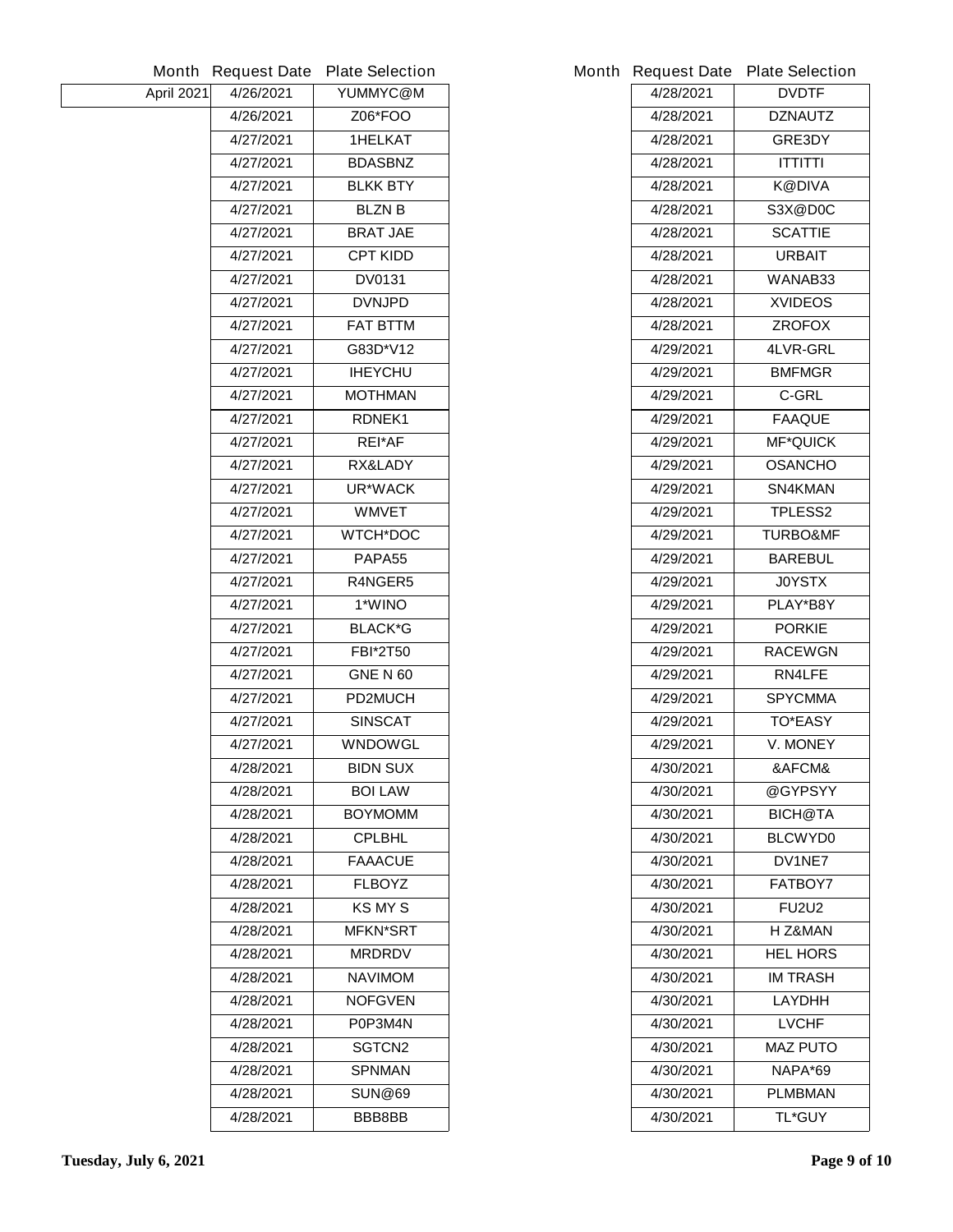| Month | Request Date | Plate Selection |
|---|---|---|
| April 2021 | 4/26/2021 | YUMMYC@M |
| | 4/26/2021 | Z06*FOO |
| | 4/27/2021 | 1HELKAT |
| | 4/27/2021 | BDASBNZ |
| | 4/27/2021 | BLKK BTY |
| | 4/27/2021 | BLZN B |
| | 4/27/2021 | BRAT JAE |
| | 4/27/2021 | CPT KIDD |
| | 4/27/2021 | DV0131 |
| | 4/27/2021 | DVNJPD |
| | 4/27/2021 | FAT BTTM |
| | 4/27/2021 | G83D*V12 |
| | 4/27/2021 | IHEYCHU |
| | 4/27/2021 | MOTHMAN |
| | 4/27/2021 | RDNEK1 |
| | 4/27/2021 | REI*AF |
| | 4/27/2021 | RX&LADY |
| | 4/27/2021 | UR*WACK |
| | 4/27/2021 | WMVET |
| | 4/27/2021 | WTCH*DOC |
| | 4/27/2021 | PAPA55 |
| | 4/27/2021 | R4NGER5 |
| | 4/27/2021 | 1*WINO |
| | 4/27/2021 | BLACK*G |
| | 4/27/2021 | FBI*2T50 |
| | 4/27/2021 | GNE N 60 |
| | 4/27/2021 | PD2MUCH |
| | 4/27/2021 | SINSCAT |
| | 4/27/2021 | WNDOWGL |
| | 4/28/2021 | BIDN SUX |
| | 4/28/2021 | BOI LAW |
| | 4/28/2021 | BOYMOMM |
| | 4/28/2021 | CPLBHL |
| | 4/28/2021 | FAAACUE |
| | 4/28/2021 | FLBOYZ |
| | 4/28/2021 | KS MY S |
| | 4/28/2021 | MFKN*SRT |
| | 4/28/2021 | MRDRDV |
| | 4/28/2021 | NAVIMOM |
| | 4/28/2021 | NOFGVEN |
| | 4/28/2021 | P0P3M4N |
| | 4/28/2021 | SGTCN2 |
| | 4/28/2021 | SPNMAN |
| | 4/28/2021 | SUN@69 |
| | 4/28/2021 | BBB8BB |

| Month | Request Date | Plate Selection |
|---|---|---|
| | 4/28/2021 | DVDTF |
| | 4/28/2021 | DZNAUTZ |
| | 4/28/2021 | GRE3DY |
| | 4/28/2021 | ITTITTI |
| | 4/28/2021 | K@DIVA |
| | 4/28/2021 | S3X@D0C |
| | 4/28/2021 | SCATTIE |
| | 4/28/2021 | URBAIT |
| | 4/28/2021 | WANAB33 |
| | 4/28/2021 | XVIDEOS |
| | 4/28/2021 | ZROFOX |
| | 4/29/2021 | 4LVR-GRL |
| | 4/29/2021 | BMFMGR |
| | 4/29/2021 | C-GRL |
| | 4/29/2021 | FAAQUE |
| | 4/29/2021 | MF*QUICK |
| | 4/29/2021 | OSANCHO |
| | 4/29/2021 | SN4KMAN |
| | 4/29/2021 | TPLESS2 |
| | 4/29/2021 | TURBO&MF |
| | 4/29/2021 | BAREBUL |
| | 4/29/2021 | J0YSTX |
| | 4/29/2021 | PLAY*B8Y |
| | 4/29/2021 | PORKIE |
| | 4/29/2021 | RACEWGN |
| | 4/29/2021 | RN4LFE |
| | 4/29/2021 | SPYCMMA |
| | 4/29/2021 | TO*EASY |
| | 4/29/2021 | V. MONEY |
| | 4/30/2021 | &AFCM& |
| | 4/30/2021 | @GYPSYY |
| | 4/30/2021 | BICH@TA |
| | 4/30/2021 | BLCWYD0 |
| | 4/30/2021 | DV1NE7 |
| | 4/30/2021 | FATBOY7 |
| | 4/30/2021 | FU2U2 |
| | 4/30/2021 | H Z&MAN |
| | 4/30/2021 | HEL HORS |
| | 4/30/2021 | IM TRASH |
| | 4/30/2021 | LAYDHH |
| | 4/30/2021 | LVCHF |
| | 4/30/2021 | MAZ PUTO |
| | 4/30/2021 | NAPA*69 |
| | 4/30/2021 | PLMBMAN |
| | 4/30/2021 | TL*GUY |

**Tuesday, July 6, 2021**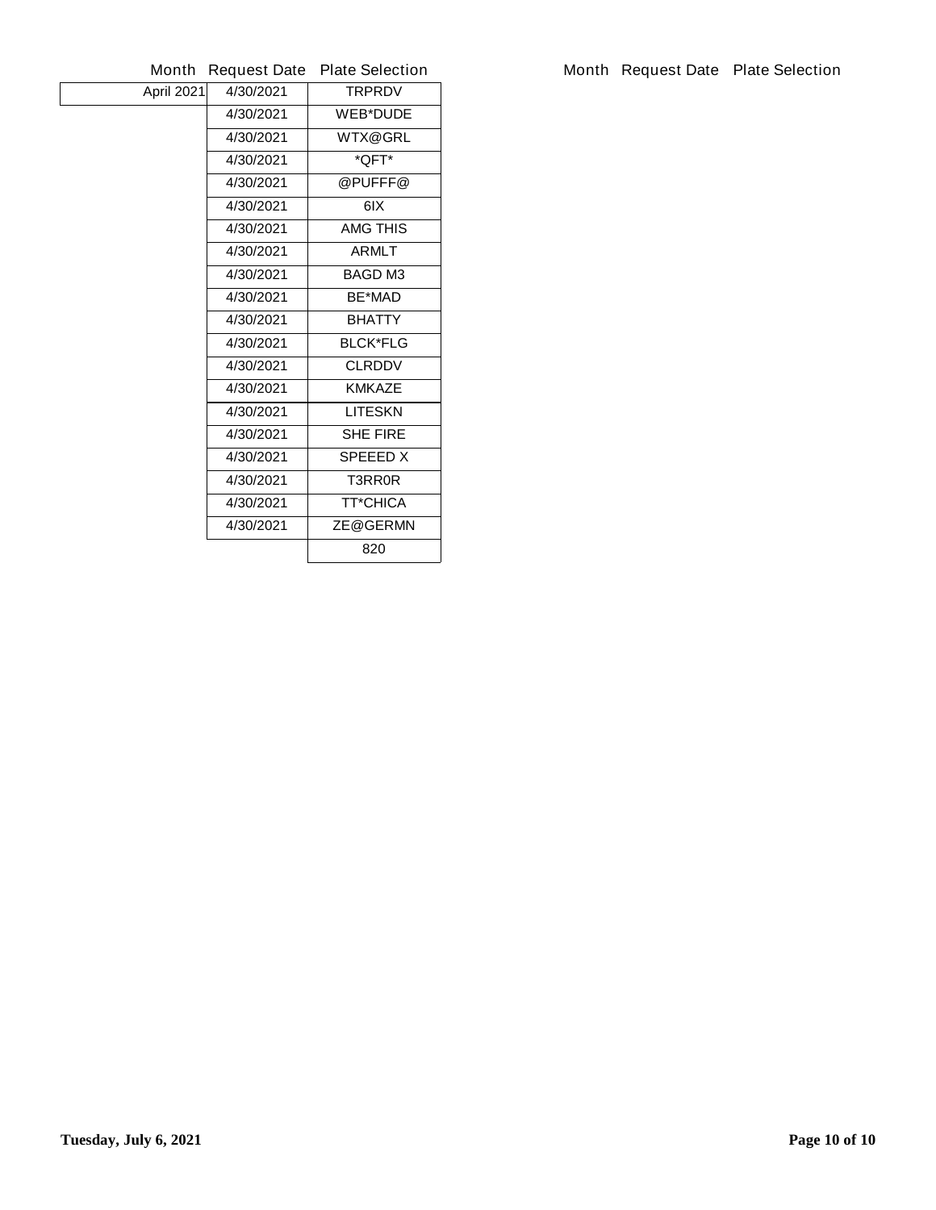| Month | Request Date | Plate Selection |
|---|---|---|
| April 2021 | 4/30/2021 | TRPRDV |
| | 4/30/2021 | WEB*DUDE |
| | 4/30/2021 | WTX@GRL |
| | 4/30/2021 | *QFT* |
| | 4/30/2021 | @PUFFF@ |
| | 4/30/2021 | 6IX |
| | 4/30/2021 | AMG THIS |
| | 4/30/2021 | ARMLT |
| | 4/30/2021 | BAGD M3 |
| | 4/30/2021 | BE*MAD |
| | 4/30/2021 | BHATTY |
| | 4/30/2021 | BLCK*FLG |
| | 4/30/2021 | CLRDDV |
| | 4/30/2021 | KMKAZE |
| | 4/30/2021 | LITESKN |
| | 4/30/2021 | SHE FIRE |
| | 4/30/2021 | SPEEED X |
| | 4/30/2021 | T3RR0R |
| | 4/30/2021 | TT*CHICA |
| | 4/30/2021 | ZE@GERMN |
| | | 820 |

| Month | Request Date | Plate Selection |
|---|---|---|

Tuesday, July 6, 2021